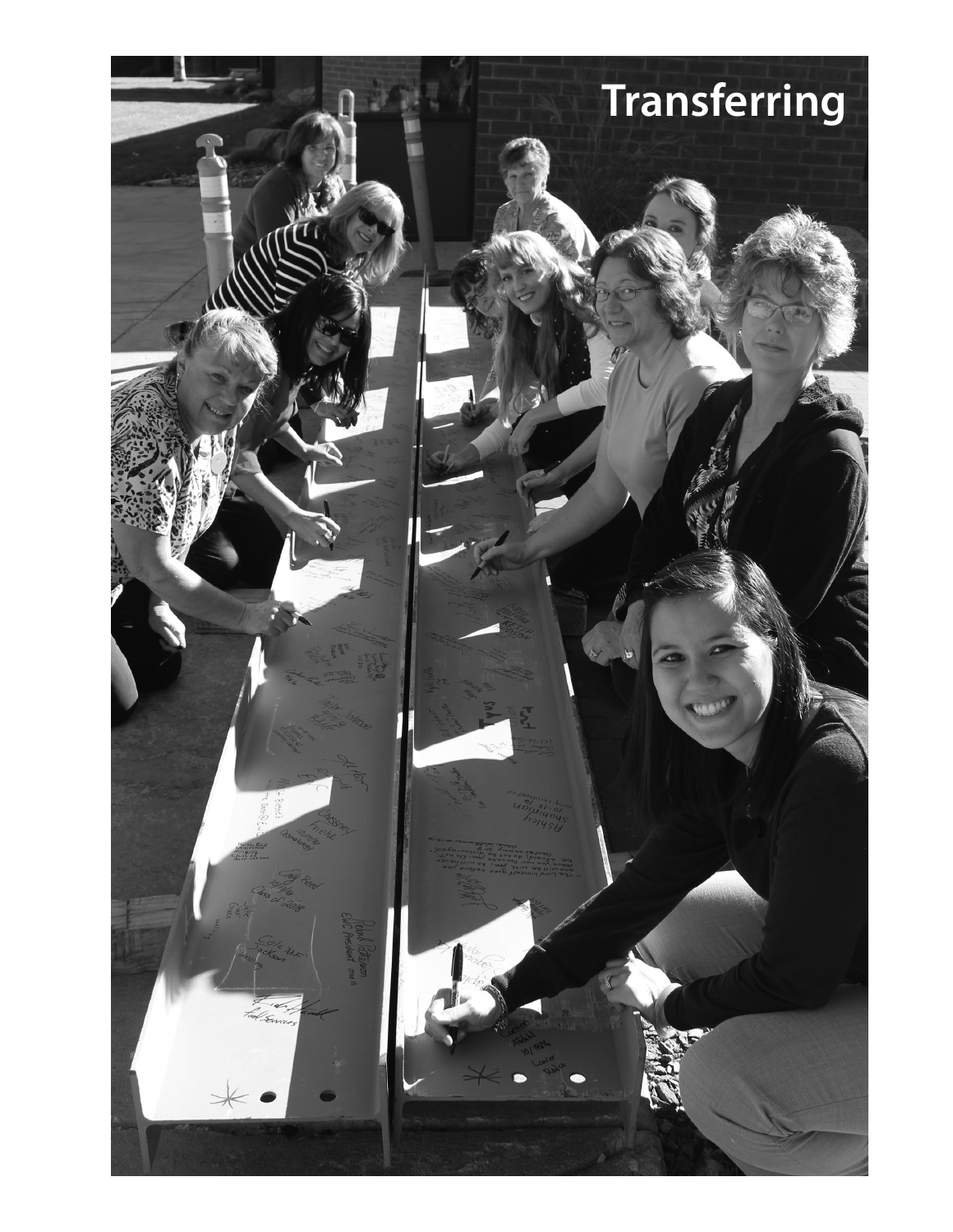# Transferring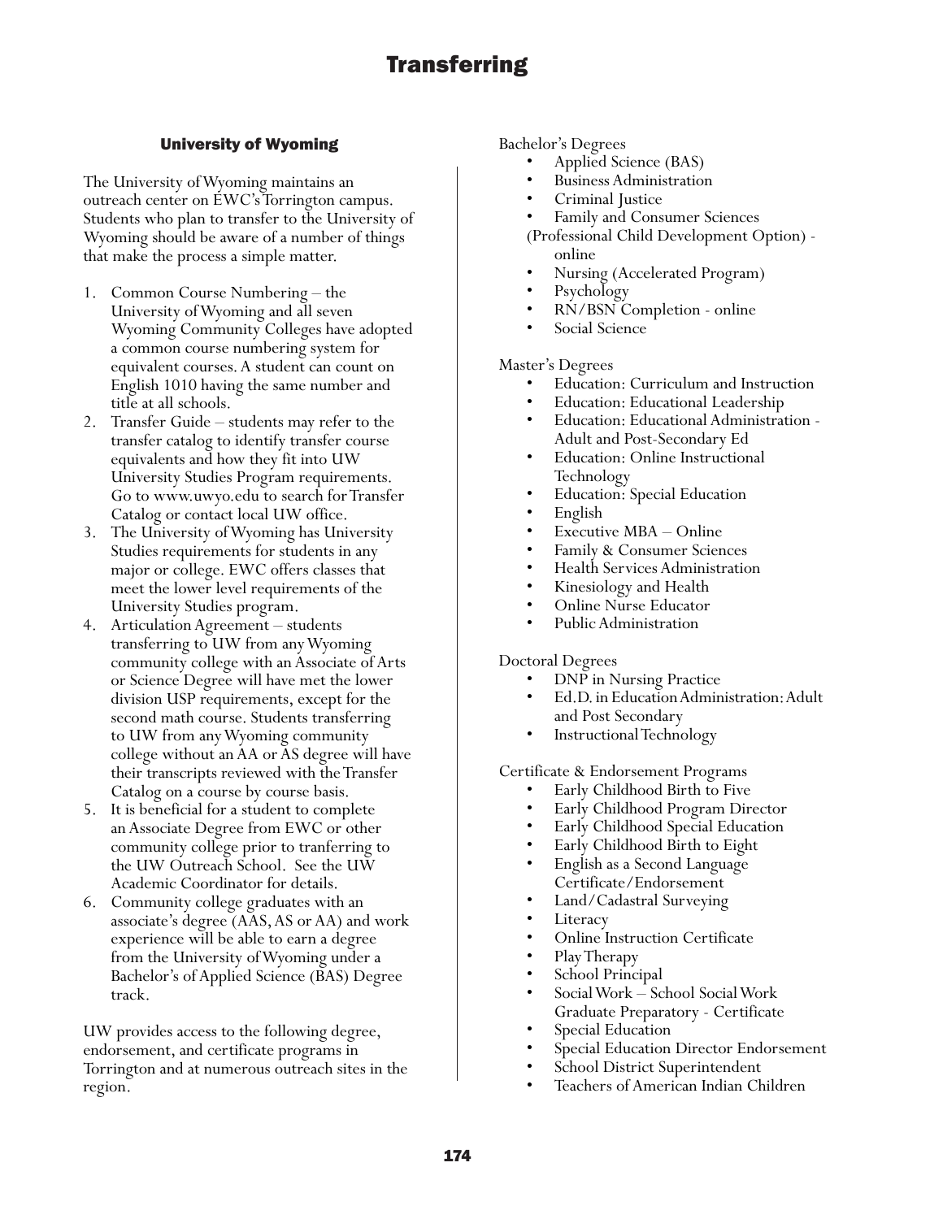# Transferring

## University of Wyoming

The University of Wyoming maintains an outreach center on EWC's Torrington campus. Students who plan to transfer to the University of Wyoming should be aware of a number of things that make the process a simple matter.

1. Common Course Numbering – the University of Wyoming and all seven Wyoming Community Colleges have adopted a common course numbering system for equivalent courses. A student can count on English 1010 having the same number and title at all schools.
2. Transfer Guide – students may refer to the transfer catalog to identify transfer course equivalents and how they fit into UW University Studies Program requirements. Go to www.uwyo.edu to search for Transfer Catalog or contact local UW office.
3. The University of Wyoming has University Studies requirements for students in any major or college. EWC offers classes that meet the lower level requirements of the University Studies program.
4. Articulation Agreement – students transferring to UW from any Wyoming community college with an Associate of Arts or Science Degree will have met the lower division USP requirements, except for the second math course. Students transferring to UW from any Wyoming community college without an AA or AS degree will have their transcripts reviewed with the Transfer Catalog on a course by course basis.
5. It is beneficial for a student to complete an Associate Degree from EWC or other community college prior to tranferring to the UW Outreach School. See the UW Academic Coordinator for details.
6. Community college graduates with an associate's degree (AAS, AS or AA) and work experience will be able to earn a degree from the University of Wyoming under a Bachelor's of Applied Science (BAS) Degree track.

UW provides access to the following degree, endorsement, and certificate programs in Torrington and at numerous outreach sites in the region.

Bachelor's Degrees

- Applied Science (BAS)
- Business Administration
- Criminal Justice
- Family and Consumer Sciences (Professional Child Development Option) - online
- Nursing (Accelerated Program)
- Psychology
- RN/BSN Completion - online
- Social Science

Master's Degrees

- Education: Curriculum and Instruction
- Education: Educational Leadership
- Education: Educational Administration - Adult and Post-Secondary Ed
- Education: Online Instructional Technology
- Education: Special Education
- English
- Executive MBA – Online
- Family & Consumer Sciences
- Health Services Administration
- Kinesiology and Health
- Online Nurse Educator
- Public Administration

Doctoral Degrees

- DNP in Nursing Practice
- Ed.D. in Education Administration: Adult and Post Secondary
- Instructional Technology

Certificate & Endorsement Programs

- Early Childhood Birth to Five
- Early Childhood Program Director
- Early Childhood Special Education
- Early Childhood Birth to Eight
- English as a Second Language Certificate/Endorsement
- Land/Cadastral Surveying
- Literacy
- Online Instruction Certificate
- Play Therapy
- School Principal
- Social Work – School Social Work Graduate Preparatory - Certificate
- Special Education
- Special Education Director Endorsement
- School District Superintendent
- Teachers of American Indian Children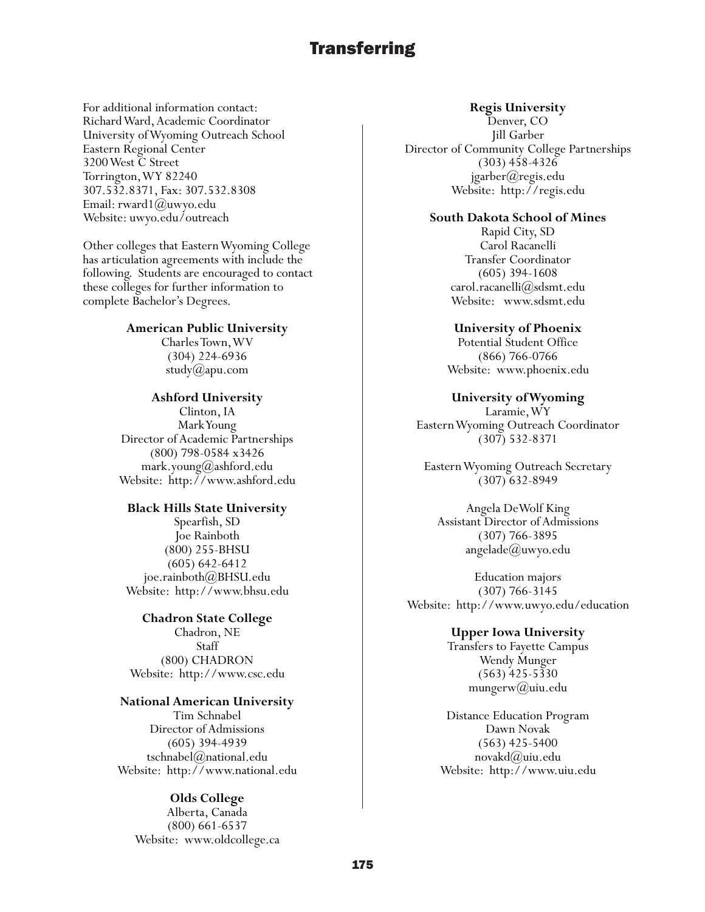# Transferring

For additional information contact:
Richard Ward, Academic Coordinator
University of Wyoming Outreach School
Eastern Regional Center
3200 West C Street
Torrington, WY 82240
307.532.8371, Fax: 307.532.8308
Email: rward1@uwyo.edu
Website: uwyo.edu/outreach

Other colleges that Eastern Wyoming College has articulation agreements with include the following. Students are encouraged to contact these colleges for further information to complete Bachelor's Degrees.

**American Public University**
Charles Town, WV
(304) 224-6936
study@apu.com

**Ashford University**
Clinton, IA
Mark Young
Director of Academic Partnerships
(800) 798-0584 x3426
mark.young@ashford.edu
Website: http://www.ashford.edu

**Black Hills State University**
Spearfish, SD
Joe Rainboth
(800) 255-BHSU
(605) 642-6412
joe.rainboth@BHSU.edu
Website: http://www.bhsu.edu

**Chadron State College**
Chadron, NE
Staff
(800) CHADRON
Website: http://www.csc.edu

**National American University**
Tim Schnabel
Director of Admissions
(605) 394-4939
tschnabel@national.edu
Website: http://www.national.edu

**Olds College**
Alberta, Canada
(800) 661-6537
Website: www.oldcollege.ca

**Regis University**
Denver, CO
Jill Garber
Director of Community College Partnerships
(303) 458-4326
jgarber@regis.edu
Website: http://regis.edu

**South Dakota School of Mines**
Rapid City, SD
Carol Racanelli
Transfer Coordinator
(605) 394-1608
carol.racanelli@sdsmt.edu
Website: www.sdsmt.edu

**University of Phoenix**
Potential Student Office
(866) 766-0766
Website: www.phoenix.edu

**University of Wyoming**
Laramie, WY
Eastern Wyoming Outreach Coordinator
(307) 532-8371

Eastern Wyoming Outreach Secretary
(307) 632-8949

Angela DeWolf King
Assistant Director of Admissions
(307) 766-3895
angelade@uwyo.edu

Education majors
(307) 766-3145
Website: http://www.uwyo.edu/education

**Upper Iowa University**
Transfers to Fayette Campus
Wendy Munger
(563) 425-5330
mungerw@uiu.edu

Distance Education Program
Dawn Novak
(563) 425-5400
novakd@uiu.edu
Website: http://www.uiu.edu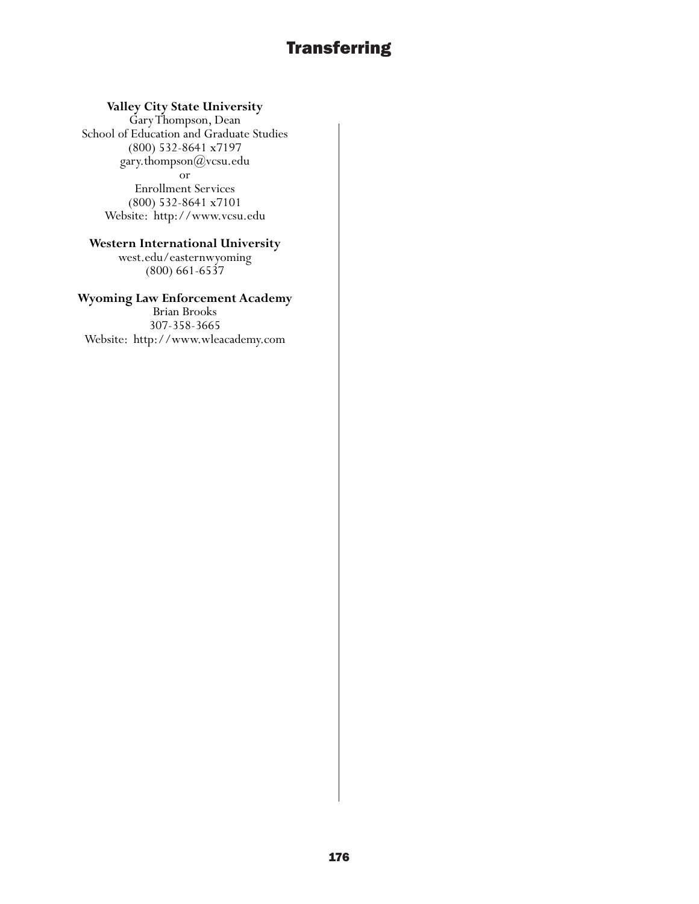**Valley City State University**
Gary Thompson, Dean
School of Education and Graduate Studies
(800) 532-8641 x7197
gary.thompson@vcsu.edu
or
Enrollment Services
(800) 532-8641 x7101
Website: http://www.vcsu.edu

**Western International University**
west.edu/easternwyoming
(800) 661-6537

**Wyoming Law Enforcement Academy**
Brian Brooks
307-358-3665
Website: http://www.wleacademy.com